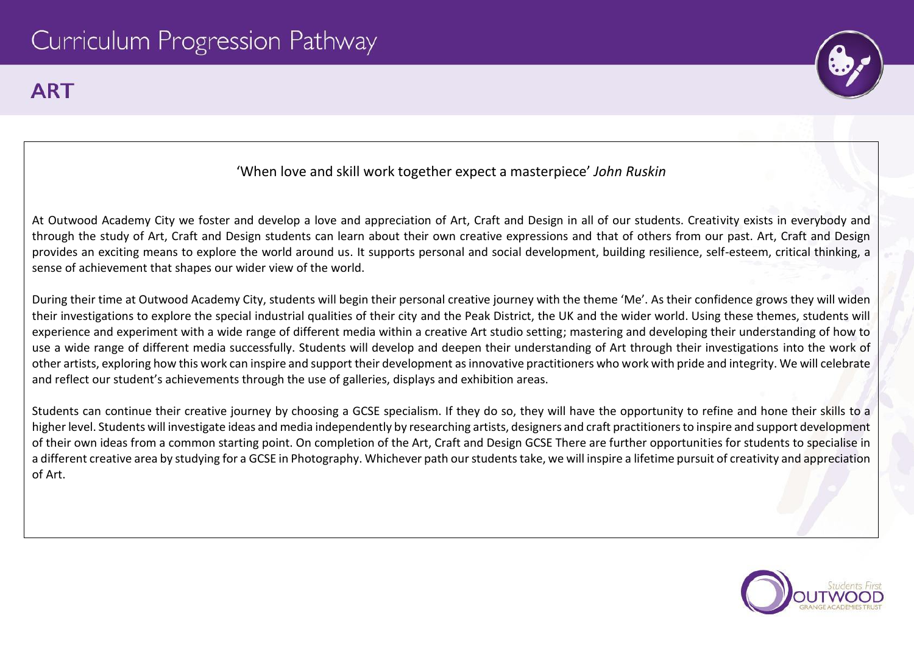# Curriculum Progression Pathway

## ART

'When love and skill work together expect a masterpiece' *John Ruskin*

At Outwood Academy City we foster and develop a love and appreciation of Art, Craft and Design in all of our students. Creativity exists in everybody and through the study of Art, Craft and Design students can learn about their own creative expressions and that of others from our past. Art, Craft and Design provides an exciting means to explore the world around us. It supports personal and social development, building resilience, self-esteem, critical thinking, a sense of achievement that shapes our wider view of the world.

During their time at Outwood Academy City, students will begin their personal creative journey with the theme 'Me'. As their confidence grows they will widen their investigations to explore the special industrial qualities of their city and the Peak District, the UK and the wider world. Using these themes, students will experience and experiment with a wide range of different media within a creative Art studio setting; mastering and developing their understanding of how to use a wide range of different media successfully. Students will develop and deepen their understanding of Art through their investigations into the work of other artists, exploring how this work can inspire and support their development as innovative practitioners who work with pride and integrity. We will celebrate and reflect our student's achievements through the use of galleries, displays and exhibition areas.

Students can continue their creative journey by choosing a GCSE specialism. If they do so, they will have the opportunity to refine and hone their skills to a higher level. Students will investigate ideas and media independently by researching artists, designers and craft practitioners to inspire and support development of their own ideas from a common starting point. On completion of the Art, Craft and Design GCSE There are further opportunities for students to specialise in a different creative area by studying for a GCSE in Photography. Whichever path our students take, we will inspire a lifetime pursuit of creativity and appreciation of Art.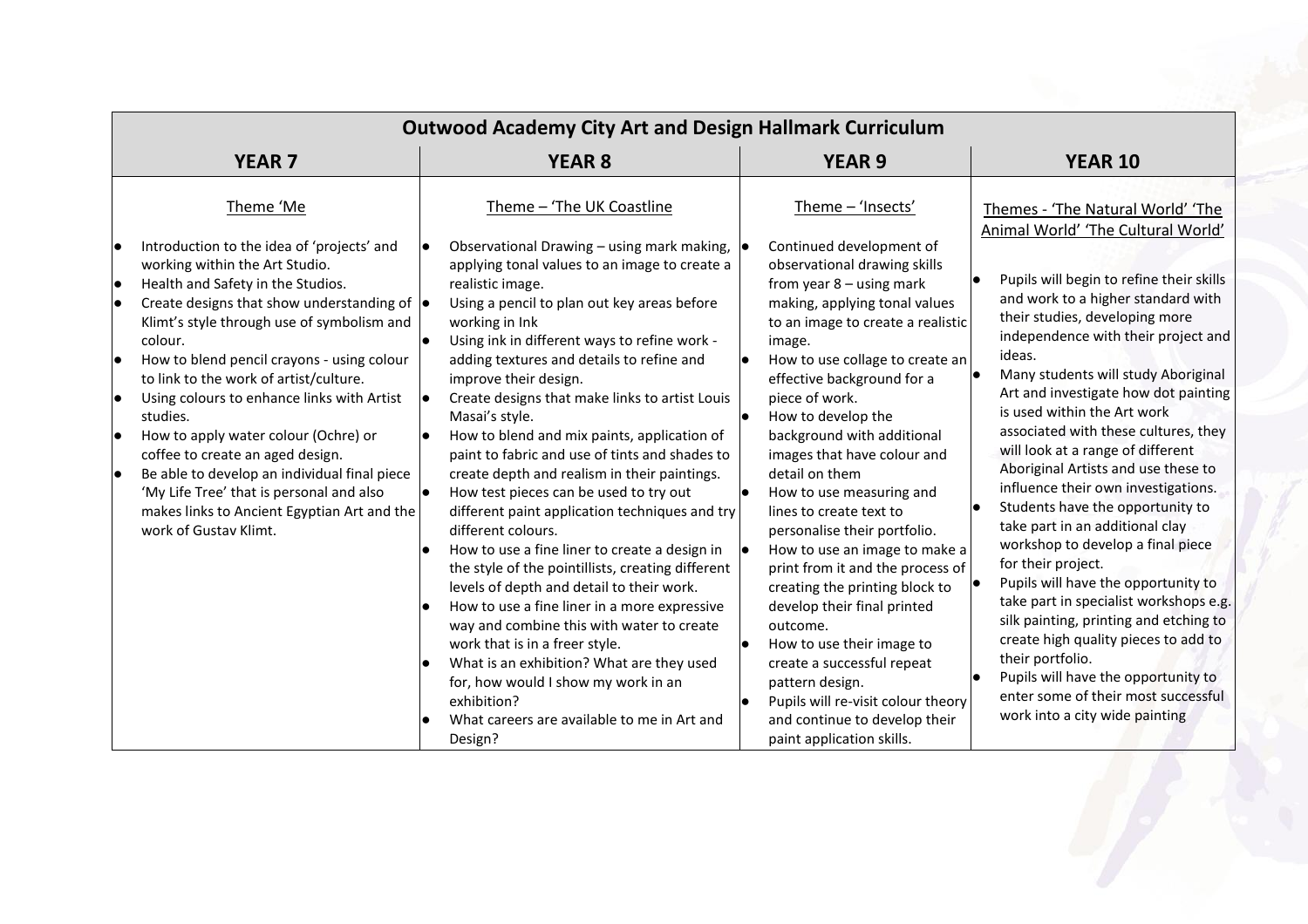| Outwood Academy City Art and Design Hallmark Curriculum | | | |
|---|---|---|---|
| **YEAR 7** | **YEAR 8** | **YEAR 9** | **YEAR 10** |
| Theme 'Me<br><br>• Introduction to the idea of 'projects' and working within the Art Studio.<br>• Health and Safety in the Studios.<br>• Create designs that show understanding of Klimt's style through use of symbolism and colour.<br>• How to blend pencil crayons - using colour to link to the work of artist/culture.<br>• Using colours to enhance links with Artist studies.<br>• How to apply water colour (Ochre) or coffee to create an aged design.<br>• Be able to develop an individual final piece 'My Life Tree' that is personal and also makes links to Ancient Egyptian Art and the work of Gustav Klimt. | Theme – 'The UK Coastline<br><br>• Observational Drawing – using mark making, applying tonal values to an image to create a realistic image.<br>• Using a pencil to plan out key areas before working in Ink<br>• Using ink in different ways to refine work - adding textures and details to refine and improve their design.<br>• Create designs that make links to artist Louis Masai's style.<br>• How to blend and mix paints, application of paint to fabric and use of tints and shades to create depth and realism in their paintings.<br>• How test pieces can be used to try out different paint application techniques and try different colours.<br>• How to use a fine liner to create a design in the style of the pointillists, creating different levels of depth and detail to their work.<br>• How to use a fine liner in a more expressive way and combine this with water to create work that is in a freer style.<br>• What is an exhibition? What are they used for, how would I show my work in an exhibition?<br>• What careers are available to me in Art and Design? | Theme – 'Insects'<br><br>• Continued development of observational drawing skills from year 8 – using mark making, applying tonal values to an image to create a realistic image.<br>• How to use collage to create an effective background for a piece of work.<br>• How to develop the background with additional images that have colour and detail on them<br>• How to use measuring and lines to create text to personalise their portfolio.<br>• How to use an image to make a print from it and the process of creating the printing block to develop their final printed outcome.<br>• How to use their image to create a successful repeat pattern design.<br>• Pupils will re-visit colour theory and continue to develop their paint application skills. | Themes - 'The Natural World' 'The Animal World' 'The Cultural World'<br><br>• Pupils will begin to refine their skills and work to a higher standard with their studies, developing more independence with their project and ideas.<br>• Many students will study Aboriginal Art and investigate how dot painting is used within the Art work associated with these cultures, they will look at a range of different Aboriginal Artists and use these to influence their own investigations.<br>• Students have the opportunity to take part in an additional clay workshop to develop a final piece for their project.<br>• Pupils will have the opportunity to take part in specialist workshops e.g. silk painting, printing and etching to create high quality pieces to add to their portfolio.<br>• Pupils will have the opportunity to enter some of their most successful work into a city wide painting |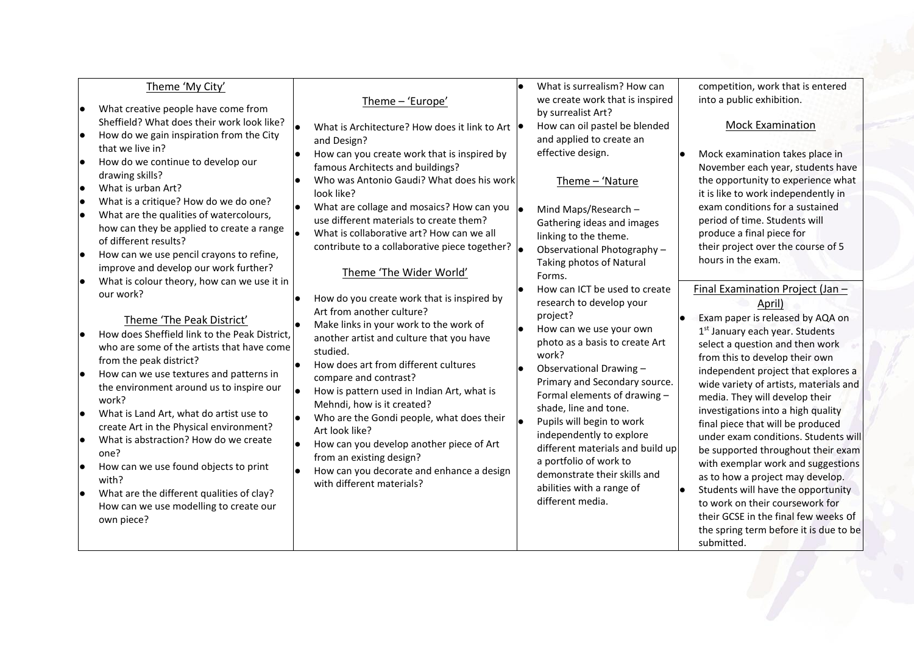| | | | |
|---|---|---|---|
| **Theme 'My City'**<br>• What creative people have come from Sheffield? What does their work look like?<br>• How do we gain inspiration from the City that we live in?<br>• How do we continue to develop our drawing skills?<br>• What is urban Art?<br>• What is a critique? How do we do one?<br>• What are the qualities of watercolours, how can they be applied to create a range of different results?<br>• How can we use pencil crayons to refine, improve and develop our work further?<br>• What is colour theory, how can we use it in our work?<br><br>**Theme 'The Peak District'**<br>• How does Sheffield link to the Peak District, who are some of the artists that have come from the peak district?<br>• How can we use textures and patterns in the environment around us to inspire our work?<br>• What is Land Art, what do artist use to create Art in the Physical environment?<br>• What is abstraction? How do we create one?<br>• How can we use found objects to print with?<br>• What are the different qualities of clay? How can we use modelling to create our own piece? | **Theme – 'Europe'**<br>• What is Architecture? How does it link to Art and Design?<br>• How can you create work that is inspired by famous Architects and buildings?<br>• Who was Antonio Gaudi? What does his work look like?<br>• What are collage and mosaics? How can you use different materials to create them?<br>• What is collaborative art? How can we all contribute to a collaborative piece together?<br><br>**Theme 'The Wider World'**<br>• How do you create work that is inspired by Art from another culture?<br>• Make links in your work to the work of another artist and culture that you have studied.<br>• How does art from different cultures compare and contrast?<br>• How is pattern used in Indian Art, what is Mehndi, how is it created?<br>• Who are the Gondi people, what does their Art look like?<br>• How can you develop another piece of Art from an existing design?<br>• How can you decorate and enhance a design with different materials? | • What is surrealism? How can we create work that is inspired by surrealist Art?<br>• How can oil pastel be blended and applied to create an effective design.<br><br>**Theme – 'Nature**<br>• Mind Maps/Research – Gathering ideas and images linking to the theme.<br>• Observational Photography – Taking photos of Natural Forms.<br>• How can ICT be used to create research to develop your project?<br>• How can we use your own photo as a basis to create Art work?<br>• Observational Drawing – Primary and Secondary source. Formal elements of drawing – shade, line and tone.<br>• Pupils will begin to work independently to explore different materials and build up a portfolio of work to demonstrate their skills and abilities with a range of different media. | competition, work that is entered into a public exhibition.<br><br>**Mock Examination**<br>• Mock examination takes place in November each year, students have the opportunity to experience what it is like to work independently in exam conditions for a sustained period of time. Students will produce a final piece for their project over the course of 5 hours in the exam.<br><br>**Final Examination Project (Jan – April)**<br>• Exam paper is released by AQA on 1st January each year. Students select a question and then work from this to develop their own independent project that explores a wide variety of artists, materials and media. They will develop their investigations into a high quality final piece that will be produced under exam conditions. Students will be supported throughout their exam with exemplar work and suggestions as to how a project may develop.<br>• Students will have the opportunity to work on their coursework for their GCSE in the final few weeks of the spring term before it is due to be submitted. |